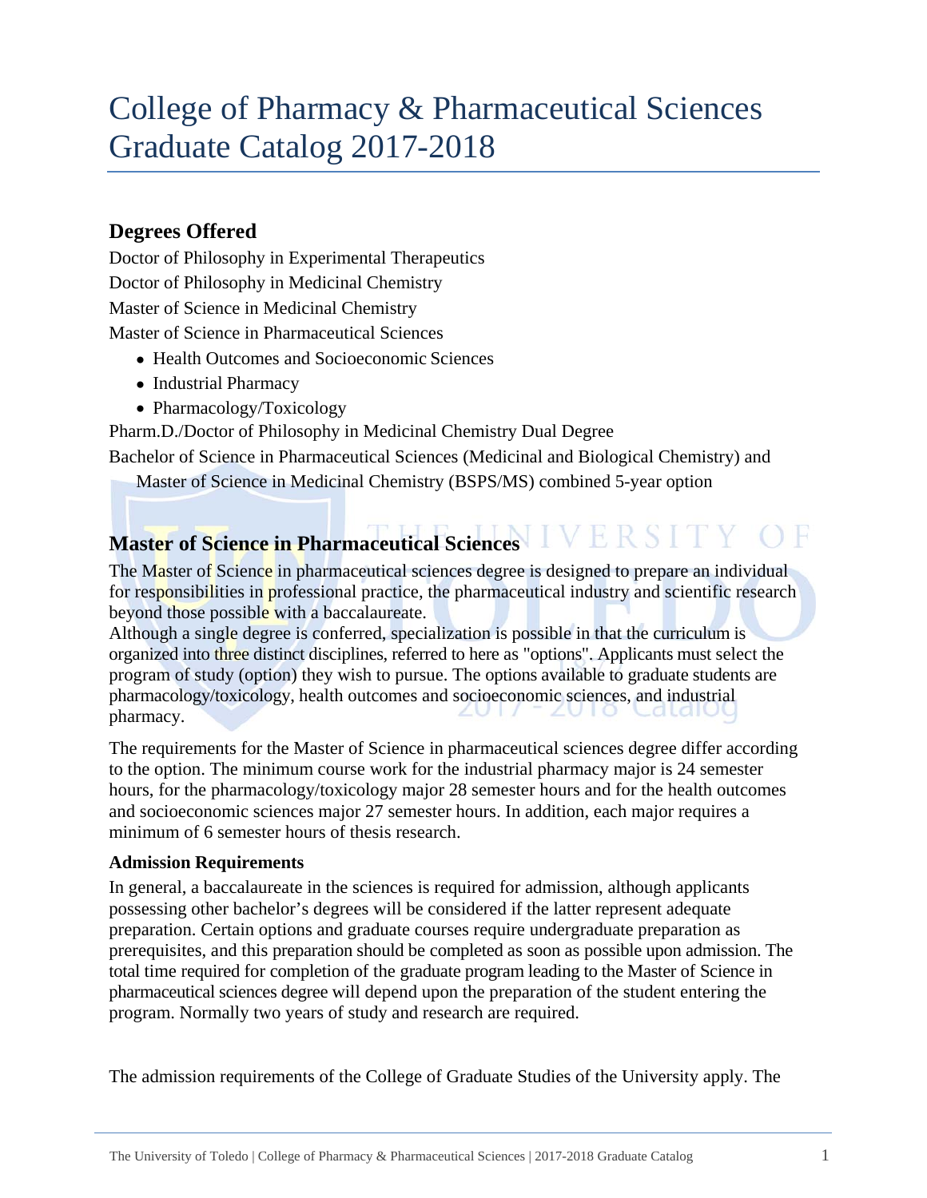# College of Pharmacy & Pharmaceutical Sciences Graduate Catalog 2017-2018

## Degrees Offered

Doctor of Philosophy in Experimental Therapeutics

Doctor of Philosophy in Medicinal Chemistry

Master of Science in Medicinal Chemistry

Master of Science in Pharmaceutical Sciences

- Health Outcomes and Socioeconomic Sciences
- Industrial Pharmacy
- Pharmacology/Toxicology

Pharm.D./Doctor of Philosophy in Medicinal Chemistry Dual Degree

Bachelor of Science in Pharmaceutical Sciences (Medicinal and Biological Chemistry) and Master of Science in Medicinal Chemistry (BSPS/MS) combined 5-year option

## Master of Science in Pharmaceutical Sciences

The Master of Science in pharmaceutical sciences degree is designed to prepare an individual for responsibilities in professional practice, the pharmaceutical industry and scientific research beyond those possible with a baccalaureate.

Although a single degree is conferred, specialization is possible in that the curriculum is organized into three distinct disciplines, referred to here as "options". Applicants must select the program of study (option) they wish to pursue. The options available to graduate students are pharmacology/toxicology, health outcomes and socioeconomic sciences, and industrial pharmacy.

The requirements for the Master of Science in pharmaceutical sciences degree differ according to the option. The minimum course work for the industrial pharmacy major is 24 semester hours, for the pharmacology/toxicology major 28 semester hours and for the health outcomes and socioeconomic sciences major 27 semester hours. In addition, each major requires a minimum of 6 semester hours of thesis research.

### Admission Requirements

In general, a baccalaureate in the sciences is required for admission, although applicants possessing other bachelor's degrees will be considered if the latter represent adequate preparation. Certain options and graduate courses require undergraduate preparation as prerequisites, and this preparation should be completed as soon as possible upon admission. The total time required for completion of the graduate program leading to the Master of Science in pharmaceutical sciences degree will depend upon the preparation of the student entering the program. Normally two years of study and research are required.

The admission requirements of the College of Graduate Studies of the University apply. The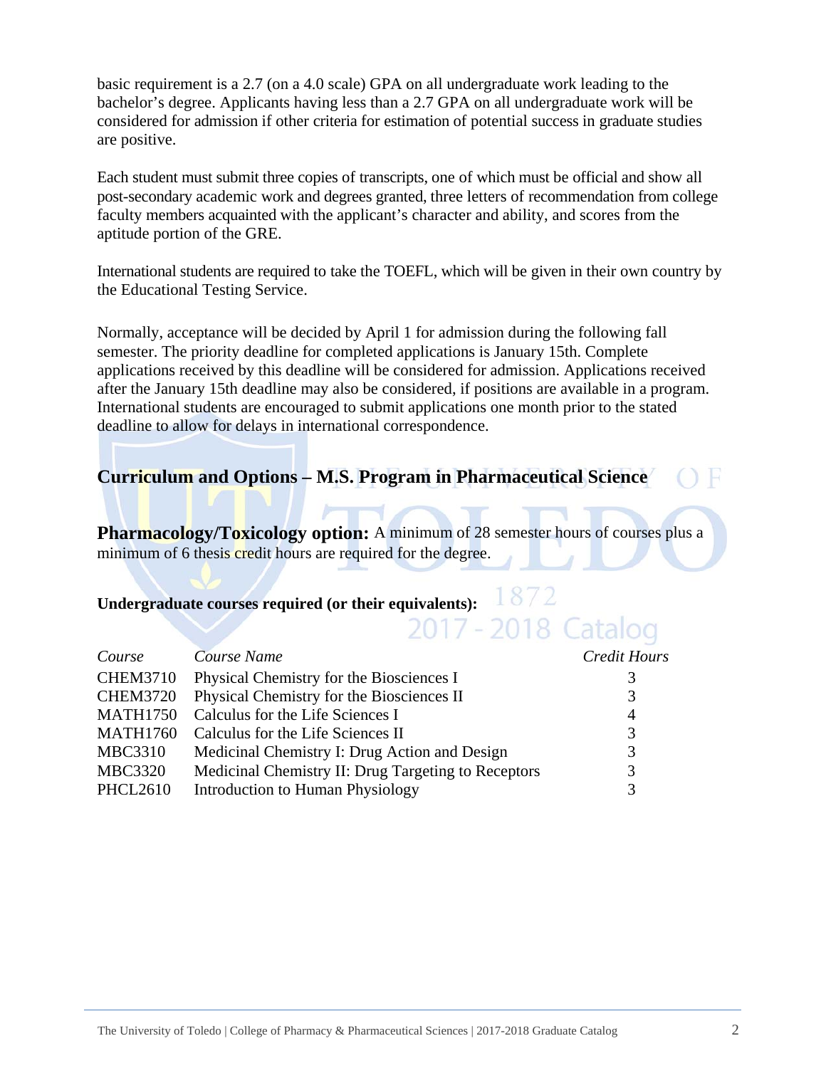basic requirement is a 2.7 (on a 4.0 scale) GPA on all undergraduate work leading to the bachelor's degree. Applicants having less than a 2.7 GPA on all undergraduate work will be considered for admission if other criteria for estimation of potential success in graduate studies are positive.

Each student must submit three copies of transcripts, one of which must be official and show all post-secondary academic work and degrees granted, three letters of recommendation from college faculty members acquainted with the applicant's character and ability, and scores from the aptitude portion of the GRE.

International students are required to take the TOEFL, which will be given in their own country by the Educational Testing Service.

Normally, acceptance will be decided by April 1 for admission during the following fall semester. The priority deadline for completed applications is January 15th. Complete applications received by this deadline will be considered for admission. Applications received after the January 15th deadline may also be considered, if positions are available in a program. International students are encouraged to submit applications one month prior to the stated deadline to allow for delays in international correspondence.

## Curriculum and Options – M.S. Program in Pharmaceutical Science

**Pharmacology/Toxicology option:** A minimum of 28 semester hours of courses plus a minimum of 6 thesis credit hours are required for the degree.

**Undergraduate courses required (or their equivalents):**

| *Course* | *Course Name* | *Credit Hours* |
|---|---|---|
| CHEM3710 | Physical Chemistry for the Biosciences I | 3 |
| CHEM3720 | Physical Chemistry for the Biosciences II | 3 |
| MATH1750 | Calculus for the Life Sciences I | 4 |
| MATH1760 | Calculus for the Life Sciences II | 3 |
| MBC3310 | Medicinal Chemistry I: Drug Action and Design | 3 |
| MBC3320 | Medicinal Chemistry II: Drug Targeting to Receptors | 3 |
| PHCL2610 | Introduction to Human Physiology | 3 |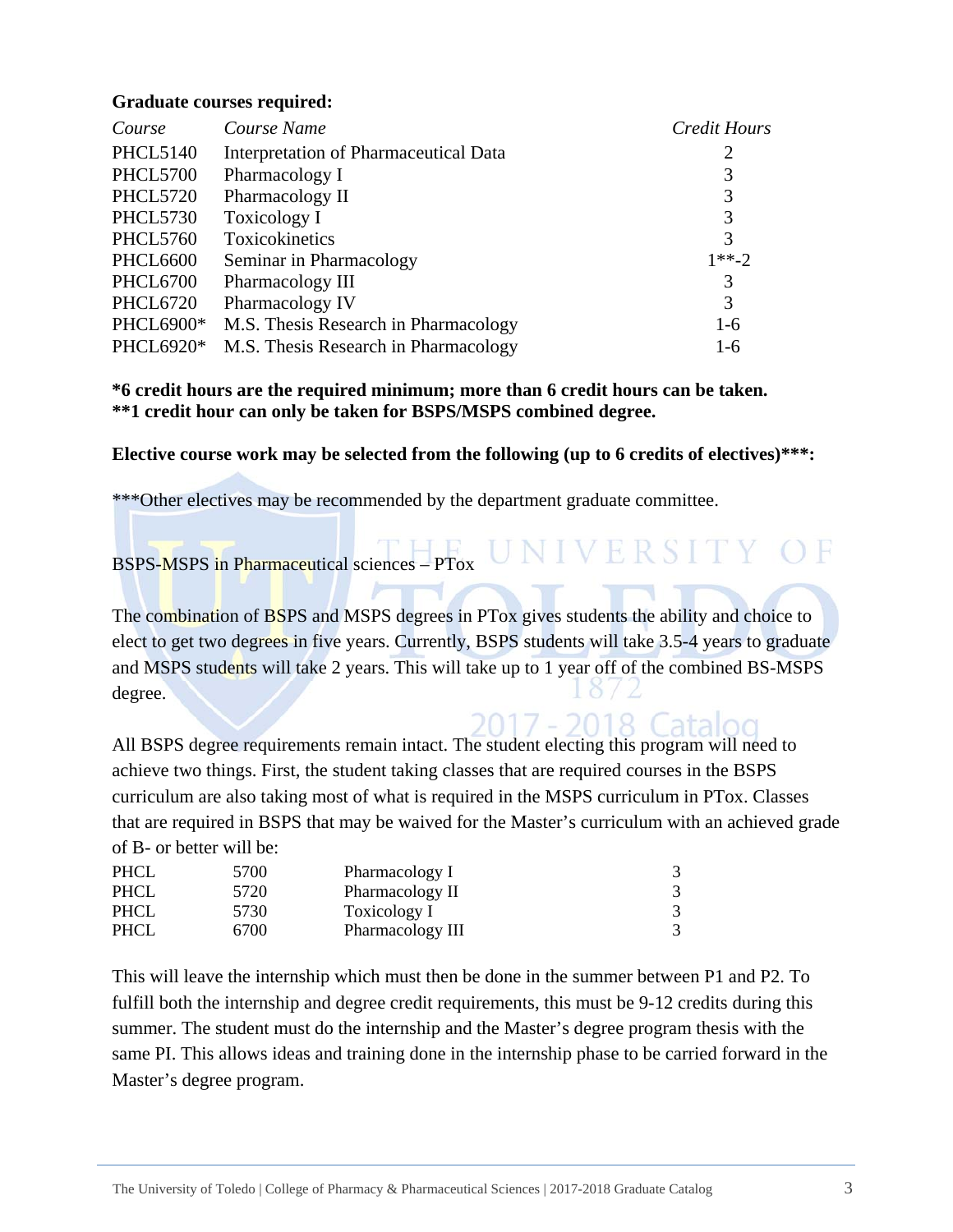**Graduate courses required:**

| *Course* | *Course Name* | *Credit Hours* |
|---|---|---|
| PHCL5140 | Interpretation of Pharmaceutical Data | 2 |
| PHCL5700 | Pharmacology I | 3 |
| PHCL5720 | Pharmacology II | 3 |
| PHCL5730 | Toxicology I | 3 |
| PHCL5760 | Toxicokinetics | 3 |
| PHCL6600 | Seminar in Pharmacology | 1**-2 |
| PHCL6700 | Pharmacology III | 3 |
| PHCL6720 | Pharmacology IV | 3 |
| PHCL6900* | M.S. Thesis Research in Pharmacology | 1-6 |
| PHCL6920* | M.S. Thesis Research in Pharmacology | 1-6 |

**\*6 credit hours are the required minimum; more than 6 credit hours can be taken.**
**\*\*1 credit hour can only be taken for BSPS/MSPS combined degree.**

**Elective course work may be selected from the following (up to 6 credits of electives)\*\*\*:**

***Other electives may be recommended by the department graduate committee.

BSPS-MSPS in Pharmaceutical sciences – PTox

The combination of BSPS and MSPS degrees in PTox gives students the ability and choice to elect to get two degrees in five years. Currently, BSPS students will take 3.5-4 years to graduate and MSPS students will take 2 years. This will take up to 1 year off of the combined BS-MSPS degree.

All BSPS degree requirements remain intact. The student electing this program will need to achieve two things. First, the student taking classes that are required courses in the BSPS curriculum are also taking most of what is required in the MSPS curriculum in PTox. Classes that are required in BSPS that may be waived for the Master's curriculum with an achieved grade of B- or better will be:

| | | | |
|---|---|---|---|
| PHCL | 5700 | Pharmacology I | 3 |
| PHCL | 5720 | Pharmacology II | 3 |
| PHCL | 5730 | Toxicology I | 3 |
| PHCL | 6700 | Pharmacology III | 3 |

This will leave the internship which must then be done in the summer between P1 and P2. To fulfill both the internship and degree credit requirements, this must be 9-12 credits during this summer. The student must do the internship and the Master's degree program thesis with the same PI. This allows ideas and training done in the internship phase to be carried forward in the Master's degree program.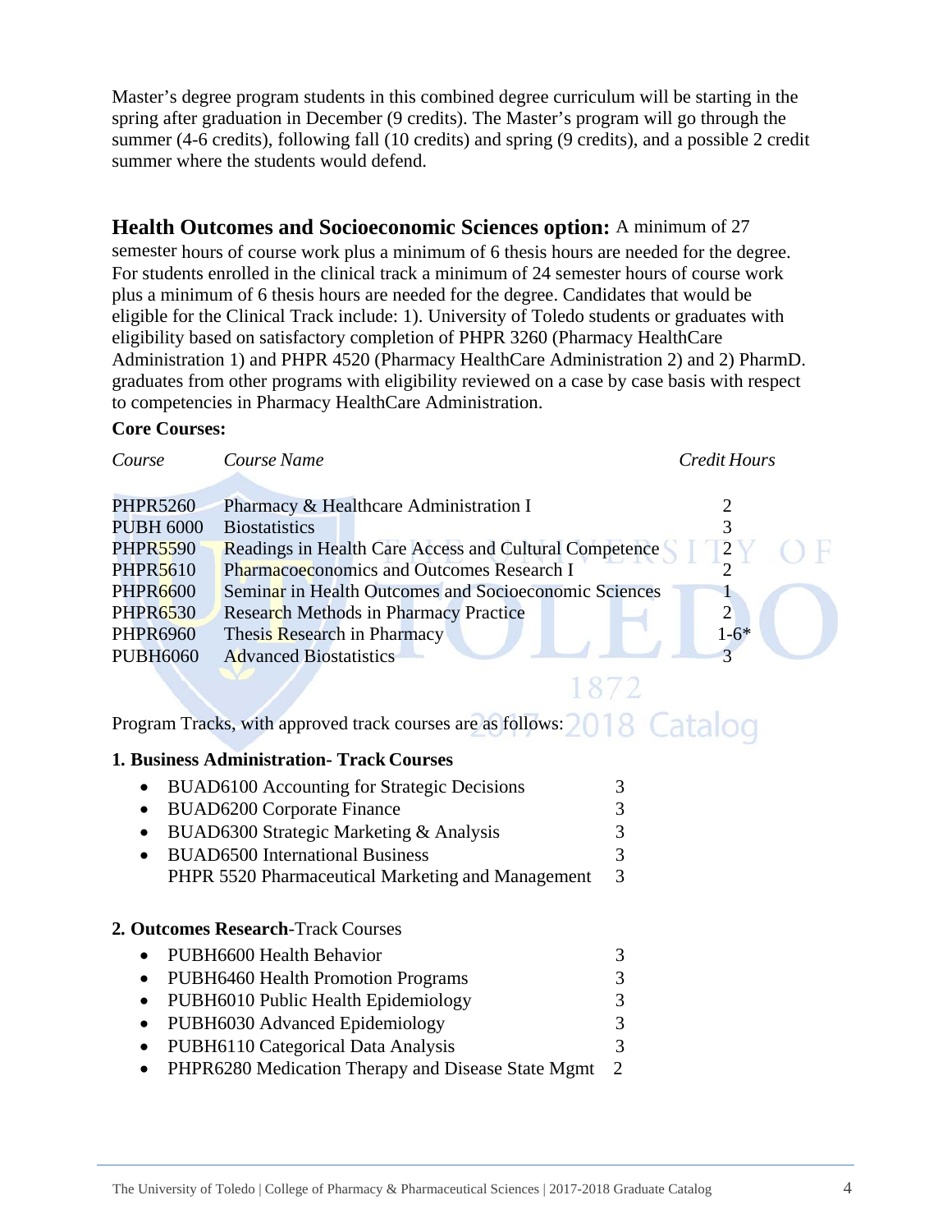Master's degree program students in this combined degree curriculum will be starting in the spring after graduation in December (9 credits). The Master's program will go through the summer (4-6 credits), following fall (10 credits) and spring (9 credits), and a possible 2 credit summer where the students would defend.

**Health Outcomes and Socioeconomic Sciences option:** A minimum of 27 semester hours of course work plus a minimum of 6 thesis hours are needed for the degree. For students enrolled in the clinical track a minimum of 24 semester hours of course work plus a minimum of 6 thesis hours are needed for the degree. Candidates that would be eligible for the Clinical Track include: 1). University of Toledo students or graduates with eligibility based on satisfactory completion of PHPR 3260 (Pharmacy HealthCare Administration 1) and PHPR 4520 (Pharmacy HealthCare Administration 2) and 2) PharmD. graduates from other programs with eligibility reviewed on a case by case basis with respect to competencies in Pharmacy HealthCare Administration.

**Core Courses:**

| *Course* | *Course Name* | *Credit Hours* |
|---|---|---|
| PHPR5260 | Pharmacy & Healthcare Administration I | 2 |
| PUBH 6000 | Biostatistics | 3 |
| PHPR5590 | Readings in Health Care Access and Cultural Competence | 2 |
| PHPR5610 | Pharmacoeconomics and Outcomes Research I | 2 |
| PHPR6600 | Seminar in Health Outcomes and Socioeconomic Sciences | 1 |
| PHPR6530 | Research Methods in Pharmacy Practice | 2 |
| PHPR6960 | Thesis Research in Pharmacy | 1-6* |
| PUBH6060 | Advanced Biostatistics | 3 |

Program Tracks, with approved track courses are as follows:

**1. Business Administration- Track Courses**

- BUAD6100 Accounting for Strategic Decisions 3
- BUAD6200 Corporate Finance 3
- BUAD6300 Strategic Marketing & Analysis 3
- BUAD6500 International Business 3
  PHPR 5520 Pharmaceutical Marketing and Management 3

**2. Outcomes Research**-Track Courses

- PUBH6600 Health Behavior 3
- PUBH6460 Health Promotion Programs 3
- PUBH6010 Public Health Epidemiology 3
- PUBH6030 Advanced Epidemiology 3
- PUBH6110 Categorical Data Analysis 3
- PHPR6280 Medication Therapy and Disease State Mgmt 2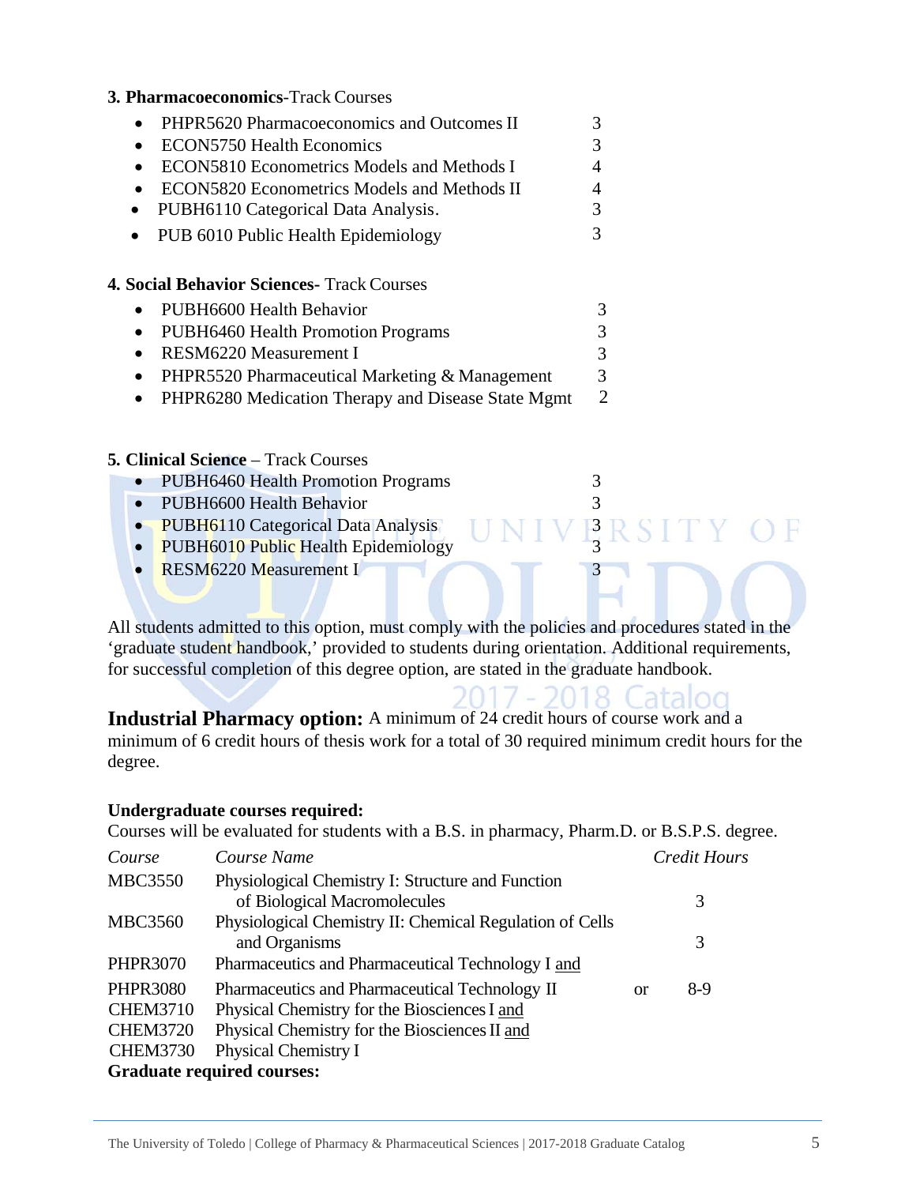**3. Pharmacoeconomics**-Track Courses

- PHPR5620 Pharmacoeconomics and Outcomes II 3
- ECON5750 Health Economics 3
- ECON5810 Econometrics Models and Methods I 4
- ECON5820 Econometrics Models and Methods II 4
- PUBH6110 Categorical Data Analysis. 3
- PUB 6010 Public Health Epidemiology 3

**4. Social Behavior Sciences-** Track Courses

- PUBH6600 Health Behavior 3
- PUBH6460 Health Promotion Programs 3
- RESM6220 Measurement I 3
- PHPR5520 Pharmaceutical Marketing & Management 3
- PHPR6280 Medication Therapy and Disease State Mgmt 2

**5. Clinical Science** – Track Courses

- PUBH6460 Health Promotion Programs 3
- PUBH6600 Health Behavior 3
- PUBH6110 Categorical Data Analysis 3
- PUBH6010 Public Health Epidemiology 3
- RESM6220 Measurement I 3

All students admitted to this option, must comply with the policies and procedures stated in the 'graduate student handbook,' provided to students during orientation. Additional requirements, for successful completion of this degree option, are stated in the graduate handbook.

**Industrial Pharmacy option:** A minimum of 24 credit hours of course work and a minimum of 6 credit hours of thesis work for a total of 30 required minimum credit hours for the degree.

**Undergraduate courses required:**

Courses will be evaluated for students with a B.S. in pharmacy, Pharm.D. or B.S.P.S. degree.

| *Course* | *Course Name* | | *Credit Hours* |
|---|---|---|---|
| MBC3550 | Physiological Chemistry I: Structure and Function of Biological Macromolecules | | 3 |
| MBC3560 | Physiological Chemistry II: Chemical Regulation of Cells and Organisms | | 3 |
| PHPR3070 | Pharmaceutics and Pharmaceutical Technology I and | | |
| PHPR3080 | Pharmaceutics and Pharmaceutical Technology II | or | 8-9 |
| CHEM3710 | Physical Chemistry for the Biosciences I and | | |
| CHEM3720 | Physical Chemistry for the Biosciences II and | | |
| CHEM3730 | Physical Chemistry I | | |

**Graduate required courses:**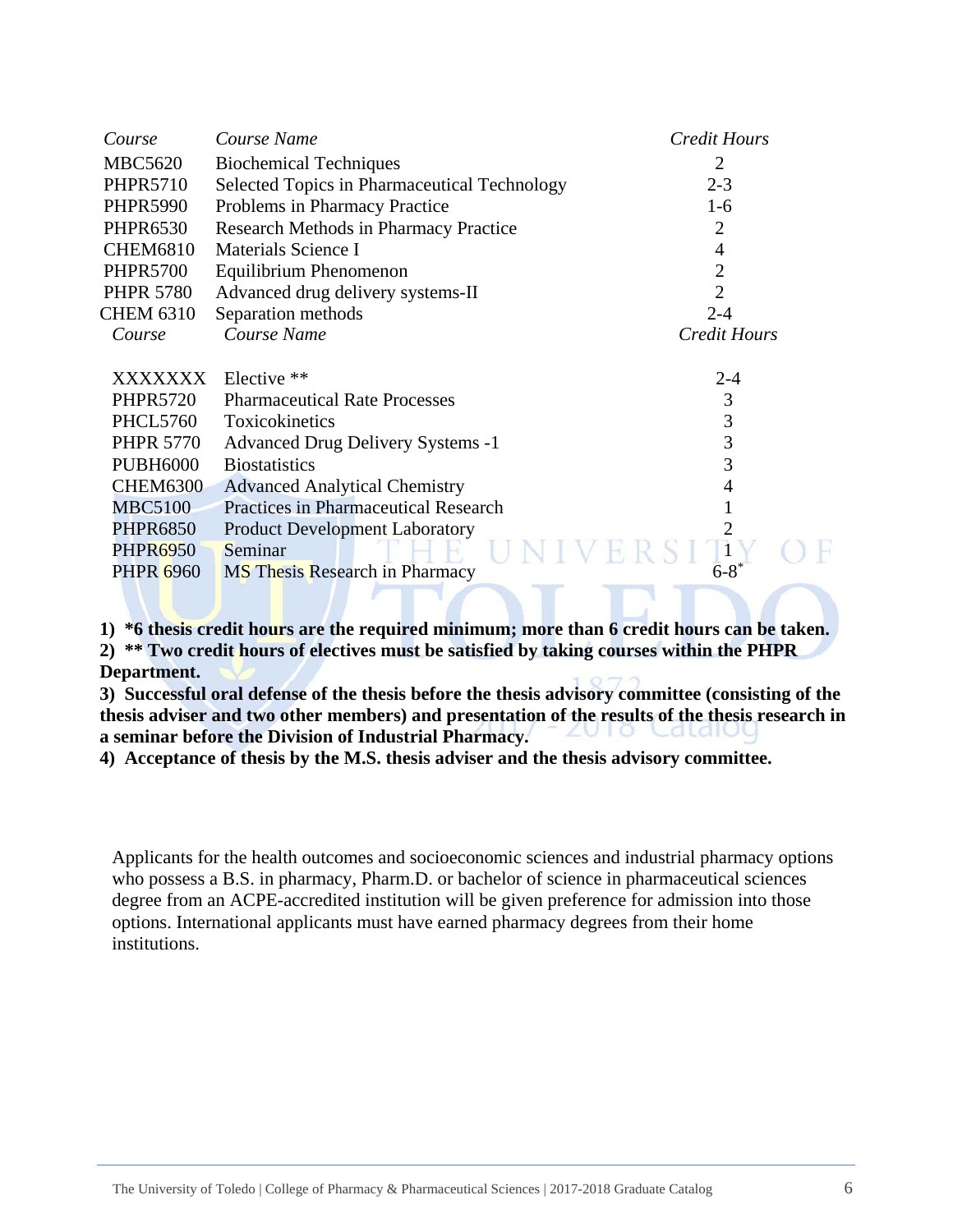| *Course* | *Course Name* | *Credit Hours* |
|---|---|---|
| MBC5620 | Biochemical Techniques | 2 |
| PHPR5710 | Selected Topics in Pharmaceutical Technology | 2-3 |
| PHPR5990 | Problems in Pharmacy Practice | 1-6 |
| PHPR6530 | Research Methods in Pharmacy Practice | 2 |
| CHEM6810 | Materials Science I | 4 |
| PHPR5700 | Equilibrium Phenomenon | 2 |
| PHPR 5780 | Advanced drug delivery systems-II | 2 |
| CHEM 6310 | Separation methods | 2-4 |

| *Course* | *Course Name* | *Credit Hours* |
|---|---|---|
| XXXXXXX | Elective ** | 2-4 |
| PHPR5720 | Pharmaceutical Rate Processes | 3 |
| PHCL5760 | Toxicokinetics | 3 |
| PHPR 5770 | Advanced Drug Delivery Systems -1 | 3 |
| PUBH6000 | Biostatistics | 3 |
| CHEM6300 | Advanced Analytical Chemistry | 4 |
| MBC5100 | Practices in Pharmaceutical Research | 1 |
| PHPR6850 | Product Development Laboratory | 2 |
| PHPR6950 | Seminar | 1 |
| PHPR 6960 | MS Thesis Research in Pharmacy | 6-8* |

**1) *6 thesis credit hours are the required minimum; more than 6 credit hours can be taken.**

**2) ** Two credit hours of electives must be satisfied by taking courses within the PHPR Department.**

**3) Successful oral defense of the thesis before the thesis advisory committee (consisting of the thesis adviser and two other members) and presentation of the results of the thesis research in a seminar before the Division of Industrial Pharmacy.**

**4) Acceptance of thesis by the M.S. thesis adviser and the thesis advisory committee.**

Applicants for the health outcomes and socioeconomic sciences and industrial pharmacy options who possess a B.S. in pharmacy, Pharm.D. or bachelor of science in pharmaceutical sciences degree from an ACPE-accredited institution will be given preference for admission into those options. International applicants must have earned pharmacy degrees from their home institutions.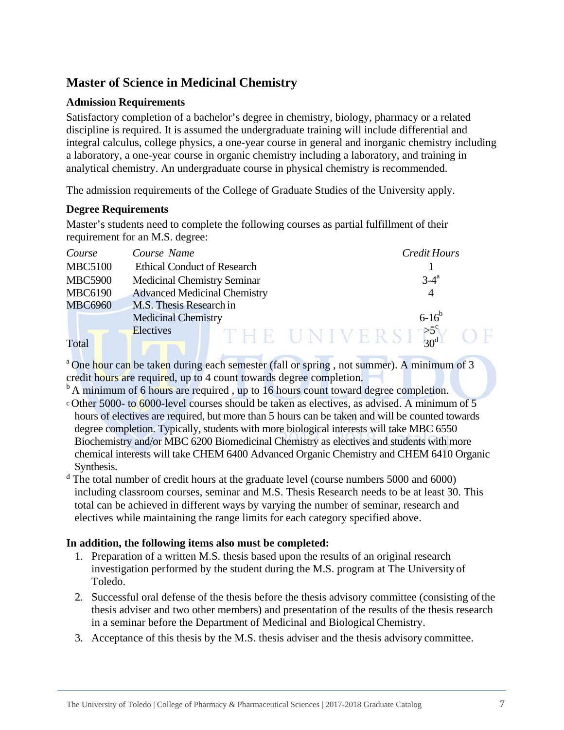## Master of Science in Medicinal Chemistry

### Admission Requirements

Satisfactory completion of a bachelor's degree in chemistry, biology, pharmacy or a related discipline is required. It is assumed the undergraduate training will include differential and integral calculus, college physics, a one-year course in general and inorganic chemistry including a laboratory, a one-year course in organic chemistry including a laboratory, and training in analytical chemistry. An undergraduate course in physical chemistry is recommended.

The admission requirements of the College of Graduate Studies of the University apply.

### Degree Requirements

Master's students need to complete the following courses as partial fulfillment of their requirement for an M.S. degree:

| *Course* | *Course Name* | *Credit Hours* |
|---|---|---|
| MBC5100 | Ethical Conduct of Research | 1 |
| MBC5900 | Medicinal Chemistry Seminar | 3-4[a] |
| MBC6190 | Advanced Medicinal Chemistry | 4 |
| MBC6960 | M.S. Thesis Research in Medicinal Chemistry | 6-16[b] |
| | Electives | >5[c] |
| Total | | 30[d] |

[a] One hour can be taken during each semester (fall or spring , not summer). A minimum of 3 credit hours are required, up to 4 count towards degree completion.

[b] A minimum of 6 hours are required , up to 16 hours count toward degree completion.

[c] Other 5000- to 6000-level courses should be taken as electives, as advised. A minimum of 5 hours of electives are required, but more than 5 hours can be taken and will be counted towards degree completion. Typically, students with more biological interests will take MBC 6550 Biochemistry and/or MBC 6200 Biomedicinal Chemistry as electives and students with more chemical interests will take CHEM 6400 Advanced Organic Chemistry and CHEM 6410 Organic Synthesis.

[d] The total number of credit hours at the graduate level (course numbers 5000 and 6000) including classroom courses, seminar and M.S. Thesis Research needs to be at least 30. This total can be achieved in different ways by varying the number of seminar, research and electives while maintaining the range limits for each category specified above.

**In addition, the following items also must be completed:**

1. Preparation of a written M.S. thesis based upon the results of an original research investigation performed by the student during the M.S. program at The University of Toledo.
2. Successful oral defense of the thesis before the thesis advisory committee (consisting of the thesis adviser and two other members) and presentation of the results of the thesis research in a seminar before the Department of Medicinal and Biological Chemistry.
3. Acceptance of this thesis by the M.S. thesis adviser and the thesis advisory committee.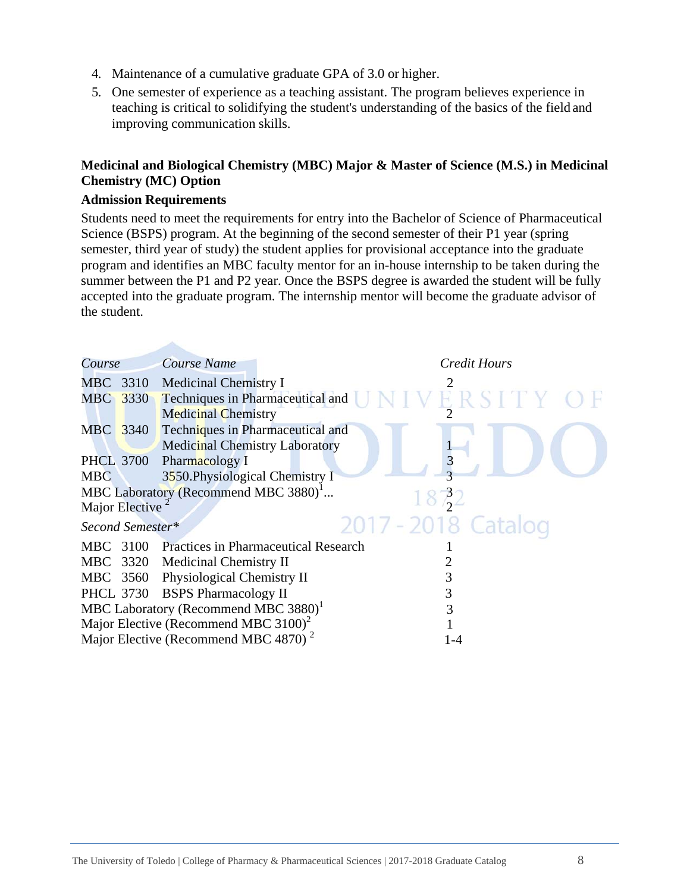4. Maintenance of a cumulative graduate GPA of 3.0 or higher.
5. One semester of experience as a teaching assistant. The program believes experience in teaching is critical to solidifying the student's understanding of the basics of the field and improving communication skills.

### Medicinal and Biological Chemistry (MBC) Major & Master of Science (M.S.) in Medicinal Chemistry (MC) Option

### Admission Requirements

Students need to meet the requirements for entry into the Bachelor of Science of Pharmaceutical Science (BSPS) program. At the beginning of the second semester of their P1 year (spring semester, third year of study) the student applies for provisional acceptance into the graduate program and identifies an MBC faculty mentor for an in-house internship to be taken during the summer between the P1 and P2 year. Once the BSPS degree is awarded the student will be fully accepted into the graduate program. The internship mentor will become the graduate advisor of the student.

| *Course* | *Course Name* | *Credit Hours* |
|---|---|---|
| MBC 3310 | Medicinal Chemistry I | 2 |
| MBC 3330 | Techniques in Pharmaceutical and Medicinal Chemistry | 2 |
| MBC 3340 | Techniques in Pharmaceutical and Medicinal Chemistry Laboratory | 1 |
| PHCL 3700 | Pharmacology I | 3 |
| MBC | 3550.Physiological Chemistry I | 3 |
| MBC Laboratory (Recommend MBC 3880)[1]... | | 3 |
| Major Elective [2] | | 2 |
| *Second Semester** | | |
| MBC 3100 | Practices in Pharmaceutical Research | 1 |
| MBC 3320 | Medicinal Chemistry II | 2 |
| MBC 3560 | Physiological Chemistry II | 3 |
| PHCL 3730 | BSPS Pharmacology II | 3 |
| MBC Laboratory (Recommend MBC 3880)[1] | | 3 |
| Major Elective (Recommend MBC 3100)[2] | | 1 |
| Major Elective (Recommend MBC 4870) [2] | | 1-4 |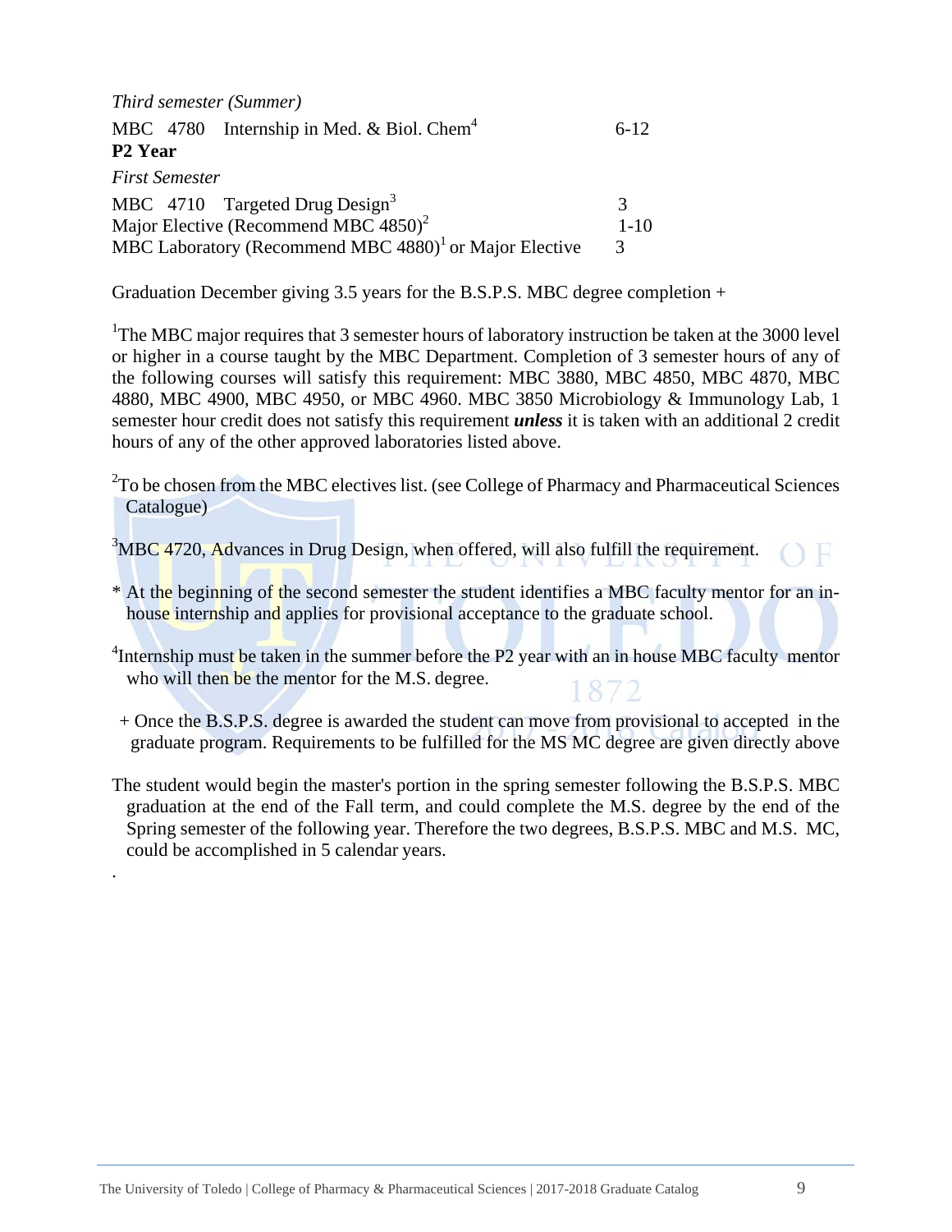*Third semester (Summer)*

| | | |
|---|---|---|
| MBC 4780 | Internship in Med. & Biol. Chem[4] | 6-12 |

**P2 Year**

*First Semester*

| | | |
|---|---|---|
| MBC 4710 | Targeted Drug Design[3] | 3 |
| Major Elective (Recommend MBC 4850)[2] | | 1-10 |
| MBC Laboratory (Recommend MBC 4880)[1] or Major Elective | | 3 |

Graduation December giving 3.5 years for the B.S.P.S. MBC degree completion +

[1]The MBC major requires that 3 semester hours of laboratory instruction be taken at the 3000 level or higher in a course taught by the MBC Department. Completion of 3 semester hours of any of the following courses will satisfy this requirement: MBC 3880, MBC 4850, MBC 4870, MBC 4880, MBC 4900, MBC 4950, or MBC 4960. MBC 3850 Microbiology & Immunology Lab, 1 semester hour credit does not satisfy this requirement ***unless*** it is taken with an additional 2 credit hours of any of the other approved laboratories listed above.

[2]To be chosen from the MBC electives list. (see College of Pharmacy and Pharmaceutical Sciences Catalogue)

[3]MBC 4720, Advances in Drug Design, when offered, will also fulfill the requirement.

* At the beginning of the second semester the student identifies a MBC faculty mentor for an in-house internship and applies for provisional acceptance to the graduate school.

[4]Internship must be taken in the summer before the P2 year with an in house MBC faculty mentor who will then be the mentor for the M.S. degree.

+ Once the B.S.P.S. degree is awarded the student can move from provisional to accepted in the graduate program. Requirements to be fulfilled for the MS MC degree are given directly above

The student would begin the master's portion in the spring semester following the B.S.P.S. MBC graduation at the end of the Fall term, and could complete the M.S. degree by the end of the Spring semester of the following year. Therefore the two degrees, B.S.P.S. MBC and M.S. MC, could be accomplished in 5 calendar years.

.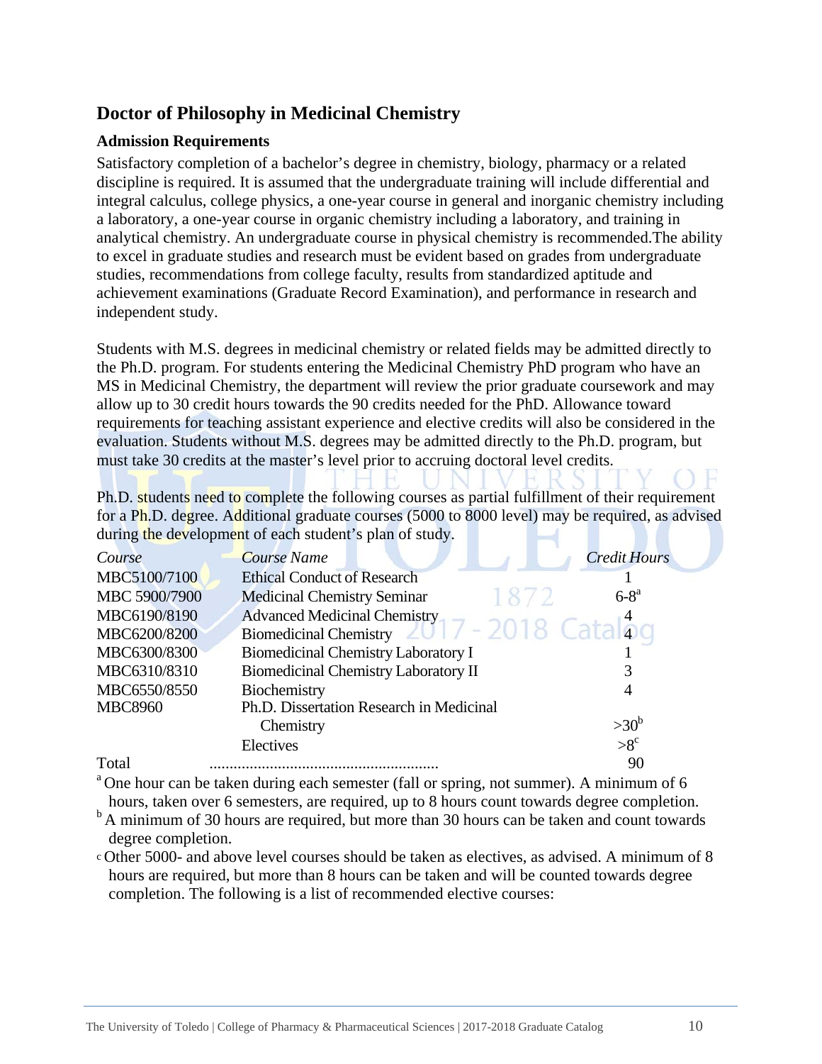## Doctor of Philosophy in Medicinal Chemistry

### Admission Requirements

Satisfactory completion of a bachelor's degree in chemistry, biology, pharmacy or a related discipline is required. It is assumed that the undergraduate training will include differential and integral calculus, college physics, a one-year course in general and inorganic chemistry including a laboratory, a one-year course in organic chemistry including a laboratory, and training in analytical chemistry. An undergraduate course in physical chemistry is recommended.The ability to excel in graduate studies and research must be evident based on grades from undergraduate studies, recommendations from college faculty, results from standardized aptitude and achievement examinations (Graduate Record Examination), and performance in research and independent study.

Students with M.S. degrees in medicinal chemistry or related fields may be admitted directly to the Ph.D. program. For students entering the Medicinal Chemistry PhD program who have an MS in Medicinal Chemistry, the department will review the prior graduate coursework and may allow up to 30 credit hours towards the 90 credits needed for the PhD. Allowance toward requirements for teaching assistant experience and elective credits will also be considered in the evaluation. Students without M.S. degrees may be admitted directly to the Ph.D. program, but must take 30 credits at the master's level prior to accruing doctoral level credits.

Ph.D. students need to complete the following courses as partial fulfillment of their requirement for a Ph.D. degree. Additional graduate courses (5000 to 8000 level) may be required, as advised during the development of each student's plan of study.

| *Course* | *Course Name* | *Credit Hours* |
|---|---|---|
| MBC5100/7100 | Ethical Conduct of Research | 1 |
| MBC 5900/7900 | Medicinal Chemistry Seminar | 6-8[a] |
| MBC6190/8190 | Advanced Medicinal Chemistry | 4 |
| MBC6200/8200 | Biomedicinal Chemistry | 4 |
| MBC6300/8300 | Biomedicinal Chemistry Laboratory I | 1 |
| MBC6310/8310 | Biomedicinal Chemistry Laboratory II | 3 |
| MBC6550/8550 | Biochemistry | 4 |
| MBC8960 | Ph.D. Dissertation Research in Medicinal Chemistry | >30[b] |
| | Electives | >8[c] |
| Total | | 90 |

[a] One hour can be taken during each semester (fall or spring, not summer). A minimum of 6 hours, taken over 6 semesters, are required, up to 8 hours count towards degree completion.

[b] A minimum of 30 hours are required, but more than 30 hours can be taken and count towards degree completion.

[c] Other 5000- and above level courses should be taken as electives, as advised. A minimum of 8 hours are required, but more than 8 hours can be taken and will be counted towards degree completion. The following is a list of recommended elective courses: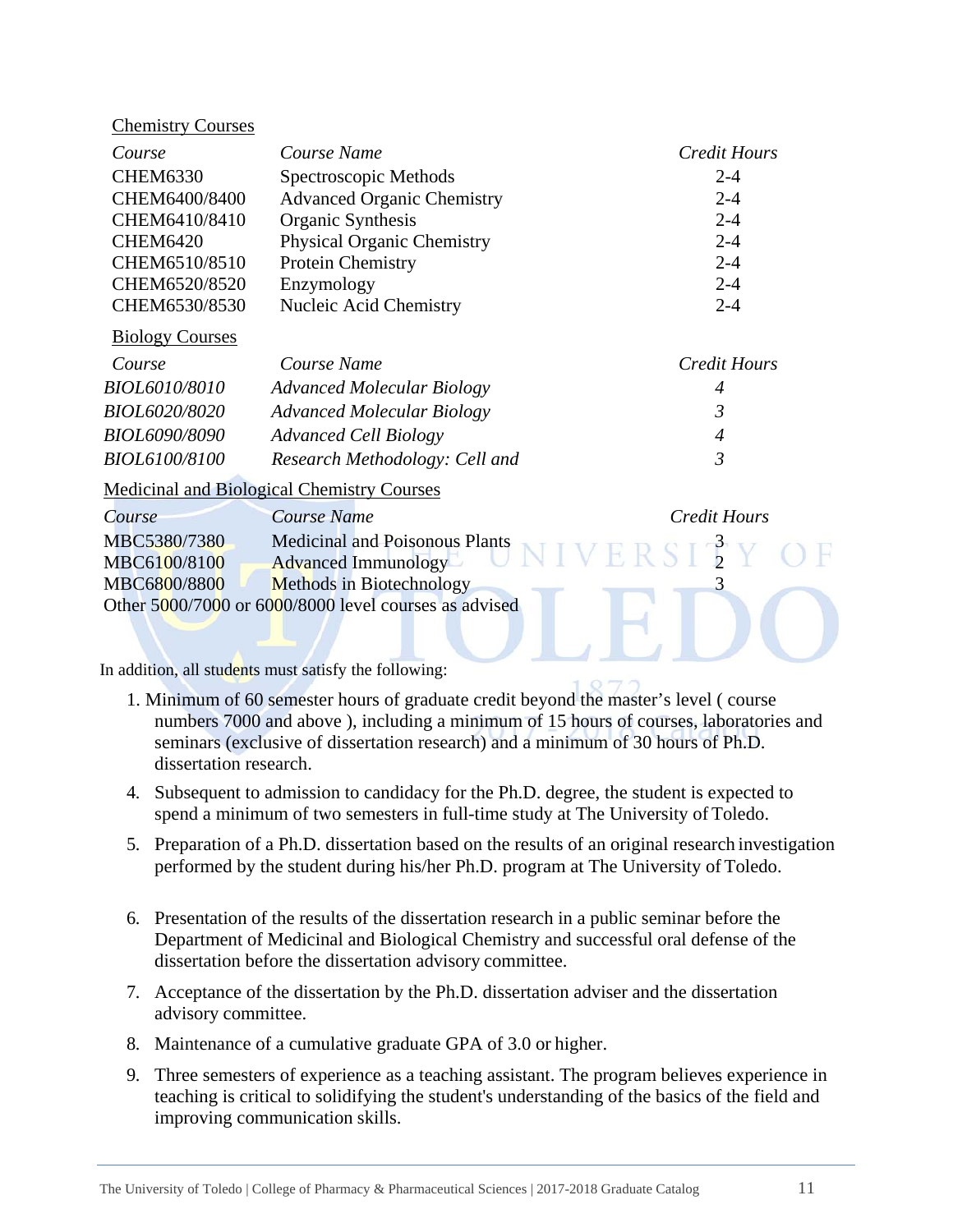Chemistry Courses

| Course | Course Name | Credit Hours |
|---|---|---|
| CHEM6330 | Spectroscopic Methods | 2-4 |
| CHEM6400/8400 | Advanced Organic Chemistry | 2-4 |
| CHEM6410/8410 | Organic Synthesis | 2-4 |
| CHEM6420 | Physical Organic Chemistry | 2-4 |
| CHEM6510/8510 | Protein Chemistry | 2-4 |
| CHEM6520/8520 | Enzymology | 2-4 |
| CHEM6530/8530 | Nucleic Acid Chemistry | 2-4 |

Biology Courses

| *Course* | *Course Name* | *Credit Hours* |
|---|---|---|
| *BIOL6010/8010* | *Advanced Molecular Biology* | *4* |
| *BIOL6020/8020* | *Advanced Molecular Biology* | *3* |
| *BIOL6090/8090* | *Advanced Cell Biology* | *4* |
| *BIOL6100/8100* | *Research Methodology: Cell and* | *3* |

Medicinal and Biological Chemistry Courses

| Course | Course Name | Credit Hours |
|---|---|---|
| MBC5380/7380 | Medicinal and Poisonous Plants | 3 |
| MBC6100/8100 | Advanced Immunology | 2 |
| MBC6800/8800 | Methods in Biotechnology | 3 |
| Other 5000/7000 or 6000/8000 level courses as advised | | |

In addition, all students must satisfy the following:

1. Minimum of 60 semester hours of graduate credit beyond the master's level ( course numbers 7000 and above ), including a minimum of 15 hours of courses, laboratories and seminars (exclusive of dissertation research) and a minimum of 30 hours of Ph.D. dissertation research.

4. Subsequent to admission to candidacy for the Ph.D. degree, the student is expected to spend a minimum of two semesters in full-time study at The University of Toledo.

5. Preparation of a Ph.D. dissertation based on the results of an original research investigation performed by the student during his/her Ph.D. program at The University of Toledo.

6. Presentation of the results of the dissertation research in a public seminar before the Department of Medicinal and Biological Chemistry and successful oral defense of the dissertation before the dissertation advisory committee.

7. Acceptance of the dissertation by the Ph.D. dissertation adviser and the dissertation advisory committee.

8. Maintenance of a cumulative graduate GPA of 3.0 or higher.

9. Three semesters of experience as a teaching assistant. The program believes experience in teaching is critical to solidifying the student's understanding of the basics of the field and improving communication skills.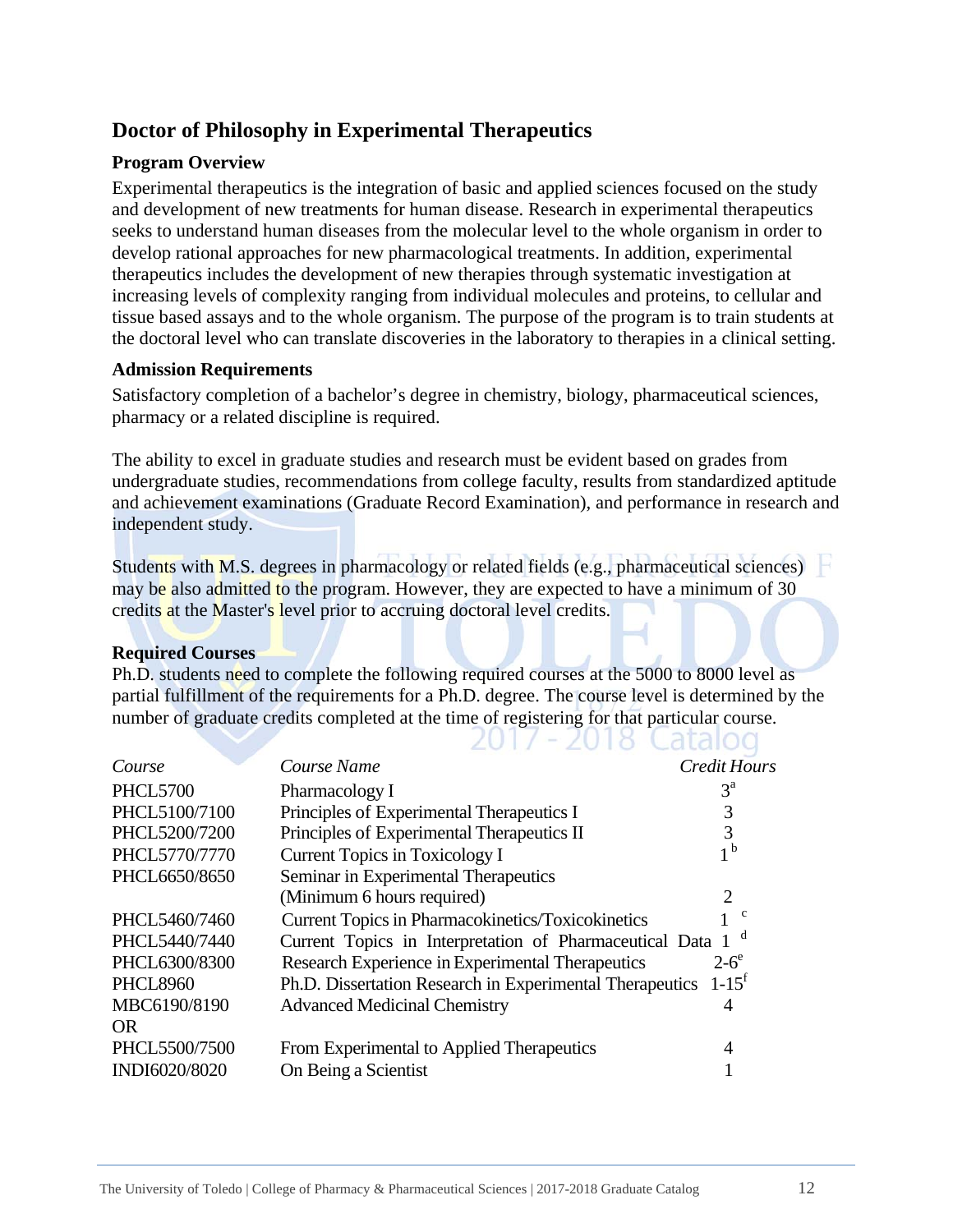## Doctor of Philosophy in Experimental Therapeutics

### Program Overview

Experimental therapeutics is the integration of basic and applied sciences focused on the study and development of new treatments for human disease. Research in experimental therapeutics seeks to understand human diseases from the molecular level to the whole organism in order to develop rational approaches for new pharmacological treatments. In addition, experimental therapeutics includes the development of new therapies through systematic investigation at increasing levels of complexity ranging from individual molecules and proteins, to cellular and tissue based assays and to the whole organism. The purpose of the program is to train students at the doctoral level who can translate discoveries in the laboratory to therapies in a clinical setting.

### Admission Requirements

Satisfactory completion of a bachelor's degree in chemistry, biology, pharmaceutical sciences, pharmacy or a related discipline is required.

The ability to excel in graduate studies and research must be evident based on grades from undergraduate studies, recommendations from college faculty, results from standardized aptitude and achievement examinations (Graduate Record Examination), and performance in research and independent study.

Students with M.S. degrees in pharmacology or related fields (e.g., pharmaceutical sciences) may be also admitted to the program. However, they are expected to have a minimum of 30 credits at the Master's level prior to accruing doctoral level credits.

### Required Courses

Ph.D. students need to complete the following required courses at the 5000 to 8000 level as partial fulfillment of the requirements for a Ph.D. degree. The course level is determined by the number of graduate credits completed at the time of registering for that particular course.

| *Course* | *Course Name* | *Credit Hours* |
|---|---|---|
| PHCL5700 | Pharmacology I | 3[a] |
| PHCL5100/7100 | Principles of Experimental Therapeutics I | 3 |
| PHCL5200/7200 | Principles of Experimental Therapeutics II | 3 |
| PHCL5770/7770 | Current Topics in Toxicology I | 1[b] |
| PHCL6650/8650 | Seminar in Experimental Therapeutics (Minimum 6 hours required) | 2 |
| PHCL5460/7460 | Current Topics in Pharmacokinetics/Toxicokinetics | 1[c] |
| PHCL5440/7440 | Current Topics in Interpretation of Pharmaceutical Data | 1[d] |
| PHCL6300/8300 | Research Experience in Experimental Therapeutics | 2-6[e] |
| PHCL8960 | Ph.D. Dissertation Research in Experimental Therapeutics | 1-15[f] |
| MBC6190/8190 | Advanced Medicinal Chemistry | 4 |
| OR | | |
| PHCL5500/7500 | From Experimental to Applied Therapeutics | 4 |
| INDI6020/8020 | On Being a Scientist | 1 |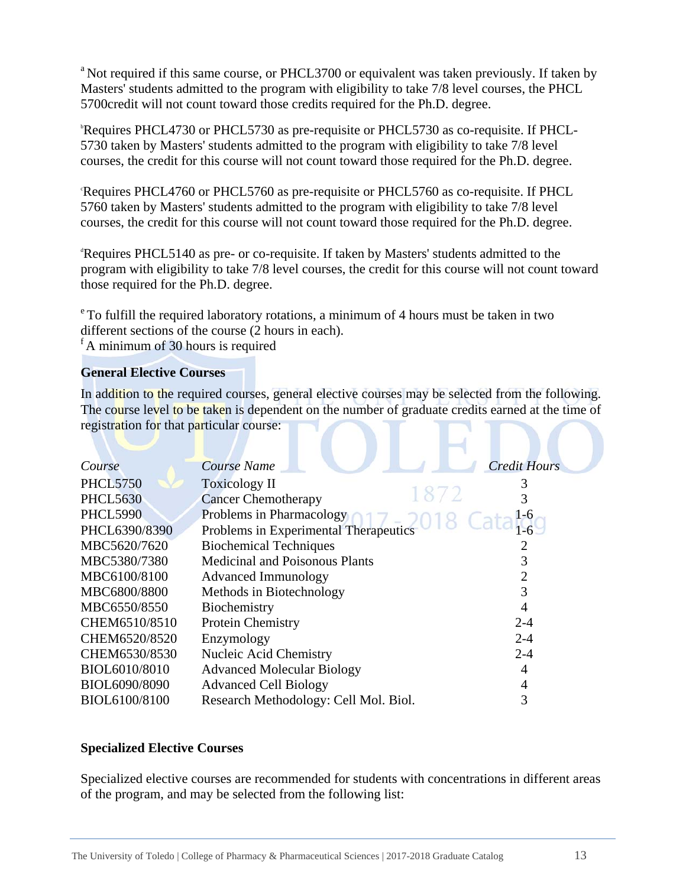[a] Not required if this same course, or PHCL3700 or equivalent was taken previously. If taken by Masters' students admitted to the program with eligibility to take 7/8 level courses, the PHCL 5700credit will not count toward those credits required for the Ph.D. degree.

[b]Requires PHCL4730 or PHCL5730 as pre-requisite or PHCL5730 as co-requisite. If PHCL-5730 taken by Masters' students admitted to the program with eligibility to take 7/8 level courses, the credit for this course will not count toward those required for the Ph.D. degree.

[c]Requires PHCL4760 or PHCL5760 as pre-requisite or PHCL5760 as co-requisite. If PHCL 5760 taken by Masters' students admitted to the program with eligibility to take 7/8 level courses, the credit for this course will not count toward those required for the Ph.D. degree.

[d]Requires PHCL5140 as pre- or co-requisite. If taken by Masters' students admitted to the program with eligibility to take 7/8 level courses, the credit for this course will not count toward those required for the Ph.D. degree.

[e] To fulfill the required laboratory rotations, a minimum of 4 hours must be taken in two different sections of the course (2 hours in each).
[f] A minimum of 30 hours is required

**General Elective Courses**

In addition to the required courses, general elective courses may be selected from the following. The course level to be taken is dependent on the number of graduate credits earned at the time of registration for that particular course:

| *Course* | *Course Name* | *Credit Hours* |
|---|---|---|
| PHCL5750 | Toxicology II | 3 |
| PHCL5630 | Cancer Chemotherapy | 3 |
| PHCL5990 | Problems in Pharmacology | 1-6 |
| PHCL6390/8390 | Problems in Experimental Therapeutics | 1-6 |
| MBC5620/7620 | Biochemical Techniques | 2 |
| MBC5380/7380 | Medicinal and Poisonous Plants | 3 |
| MBC6100/8100 | Advanced Immunology | 2 |
| MBC6800/8800 | Methods in Biotechnology | 3 |
| MBC6550/8550 | Biochemistry | 4 |
| CHEM6510/8510 | Protein Chemistry | 2-4 |
| CHEM6520/8520 | Enzymology | 2-4 |
| CHEM6530/8530 | Nucleic Acid Chemistry | 2-4 |
| BIOL6010/8010 | Advanced Molecular Biology | 4 |
| BIOL6090/8090 | Advanced Cell Biology | 4 |
| BIOL6100/8100 | Research Methodology: Cell Mol. Biol. | 3 |

**Specialized Elective Courses**

Specialized elective courses are recommended for students with concentrations in different areas of the program, and may be selected from the following list: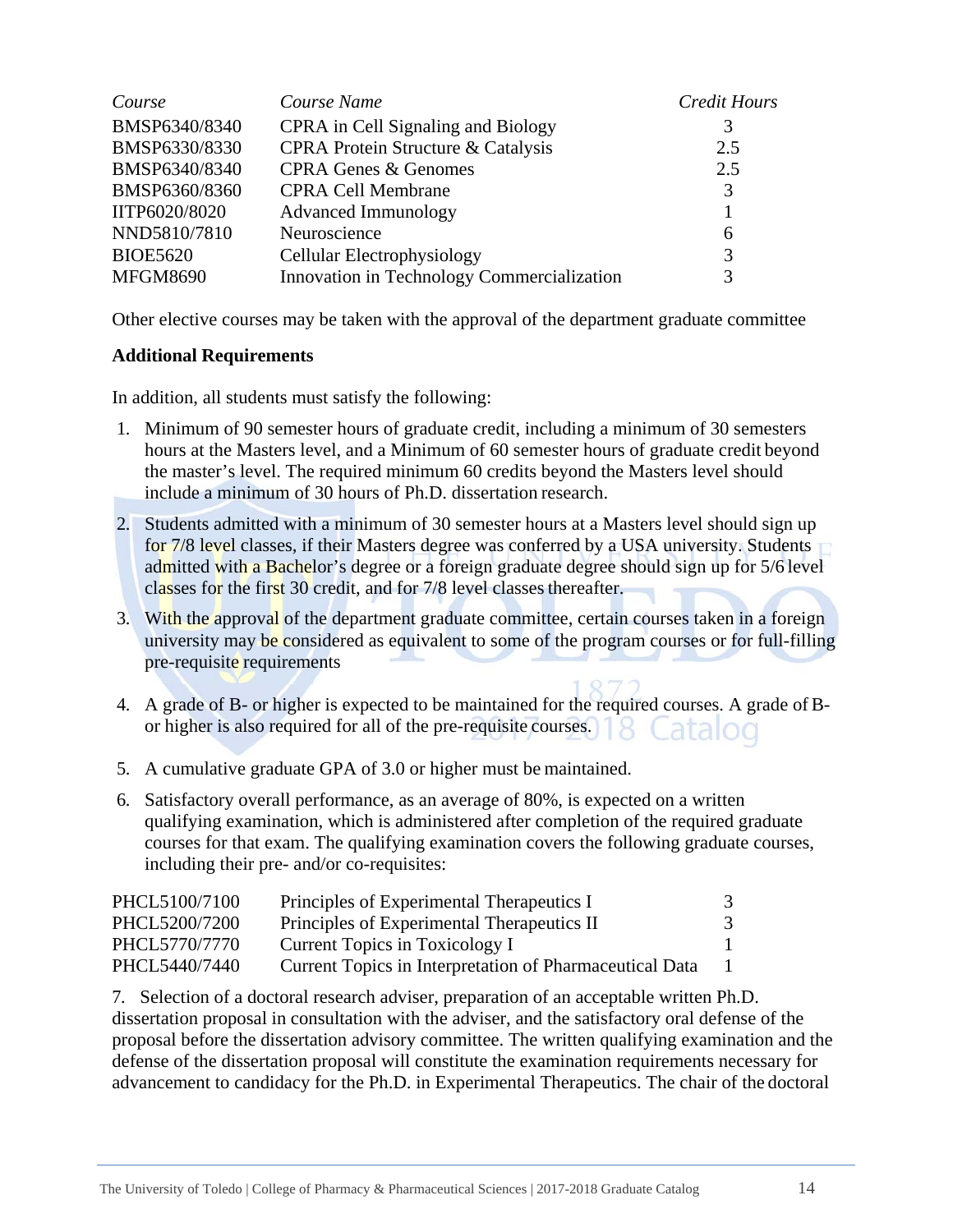| Course | Course Name | Credit Hours |
|---|---|---|
| BMSP6340/8340 | CPRA in Cell Signaling and Biology | 3 |
| BMSP6330/8330 | CPRA Protein Structure & Catalysis | 2.5 |
| BMSP6340/8340 | CPRA Genes & Genomes | 2.5 |
| BMSP6360/8360 | CPRA Cell Membrane | 3 |
| IITP6020/8020 | Advanced Immunology | 1 |
| NND5810/7810 | Neuroscience | 6 |
| BIOE5620 | Cellular Electrophysiology | 3 |
| MFGM8690 | Innovation in Technology Commercialization | 3 |

Other elective courses may be taken with the approval of the department graduate committee

**Additional Requirements**

In addition, all students must satisfy the following:

1. Minimum of 90 semester hours of graduate credit, including a minimum of 30 semesters hours at the Masters level, and a Minimum of 60 semester hours of graduate credit beyond the master's level. The required minimum 60 credits beyond the Masters level should include a minimum of 30 hours of Ph.D. dissertation research.
2. Students admitted with a minimum of 30 semester hours at a Masters level should sign up for 7/8 level classes, if their Masters degree was conferred by a USA university. Students admitted with a Bachelor's degree or a foreign graduate degree should sign up for 5/6 level classes for the first 30 credit, and for 7/8 level classes thereafter.
3. With the approval of the department graduate committee, certain courses taken in a foreign university may be considered as equivalent to some of the program courses or for full-filling pre-requisite requirements
4. A grade of B- or higher is expected to be maintained for the required courses. A grade of B- or higher is also required for all of the pre-requisite courses.
5. A cumulative graduate GPA of 3.0 or higher must be maintained.
6. Satisfactory overall performance, as an average of 80%, is expected on a written qualifying examination, which is administered after completion of the required graduate courses for that exam. The qualifying examination covers the following graduate courses, including their pre- and/or co-requisites:

| | | |
|---|---|---|
| PHCL5100/7100 | Principles of Experimental Therapeutics I | 3 |
| PHCL5200/7200 | Principles of Experimental Therapeutics II | 3 |
| PHCL5770/7770 | Current Topics in Toxicology I | 1 |
| PHCL5440/7440 | Current Topics in Interpretation of Pharmaceutical Data | 1 |

7. Selection of a doctoral research adviser, preparation of an acceptable written Ph.D. dissertation proposal in consultation with the adviser, and the satisfactory oral defense of the proposal before the dissertation advisory committee. The written qualifying examination and the defense of the dissertation proposal will constitute the examination requirements necessary for advancement to candidacy for the Ph.D. in Experimental Therapeutics. The chair of the doctoral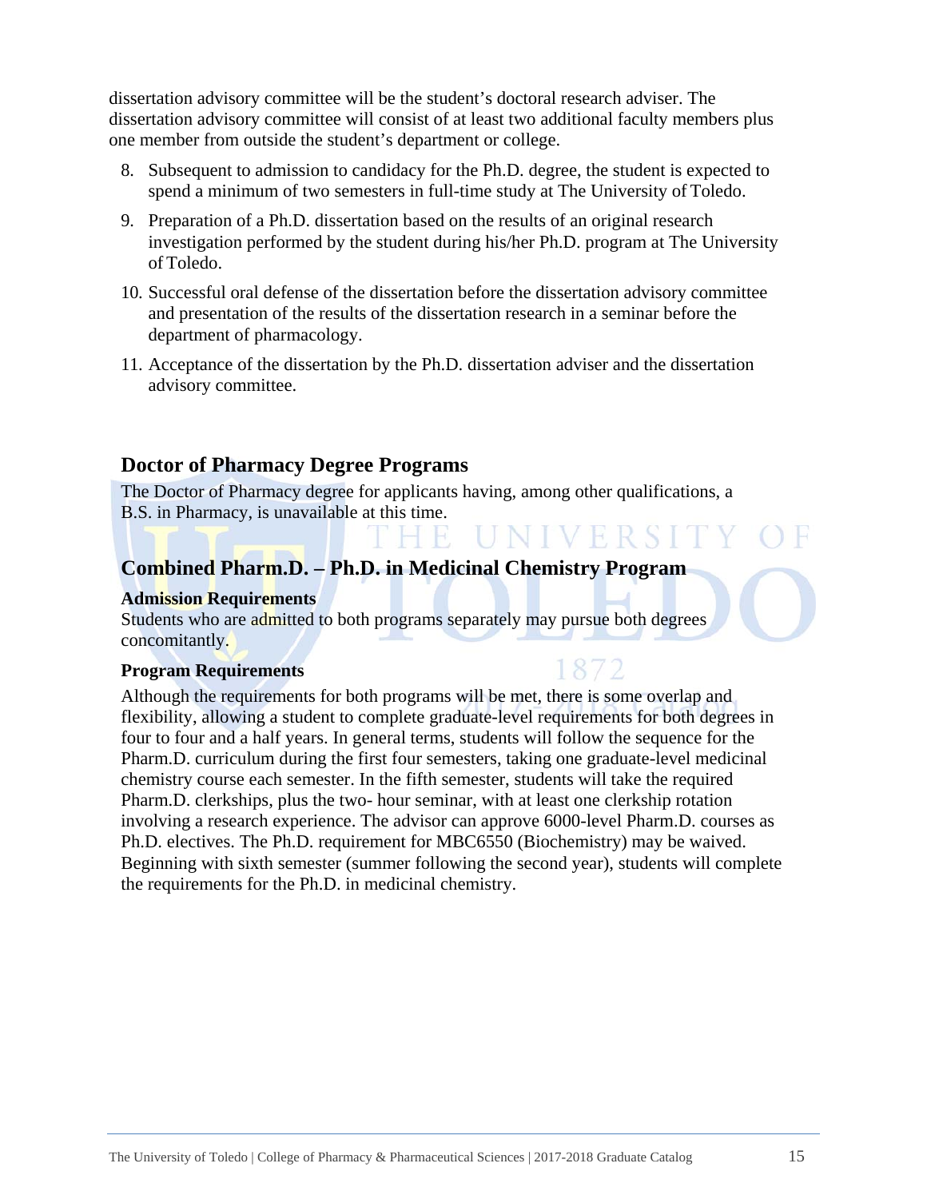dissertation advisory committee will be the student's doctoral research adviser. The dissertation advisory committee will consist of at least two additional faculty members plus one member from outside the student's department or college.

8. Subsequent to admission to candidacy for the Ph.D. degree, the student is expected to spend a minimum of two semesters in full-time study at The University of Toledo.
9. Preparation of a Ph.D. dissertation based on the results of an original research investigation performed by the student during his/her Ph.D. program at The University of Toledo.
10. Successful oral defense of the dissertation before the dissertation advisory committee and presentation of the results of the dissertation research in a seminar before the department of pharmacology.
11. Acceptance of the dissertation by the Ph.D. dissertation adviser and the dissertation advisory committee.

## Doctor of Pharmacy Degree Programs

The Doctor of Pharmacy degree for applicants having, among other qualifications, a B.S. in Pharmacy, is unavailable at this time.

## Combined Pharm.D. – Ph.D. in Medicinal Chemistry Program

### Admission Requirements

Students who are admitted to both programs separately may pursue both degrees concomitantly.

### Program Requirements

Although the requirements for both programs will be met, there is some overlap and flexibility, allowing a student to complete graduate-level requirements for both degrees in four to four and a half years. In general terms, students will follow the sequence for the Pharm.D. curriculum during the first four semesters, taking one graduate-level medicinal chemistry course each semester. In the fifth semester, students will take the required Pharm.D. clerkships, plus the two- hour seminar, with at least one clerkship rotation involving a research experience. The advisor can approve 6000-level Pharm.D. courses as Ph.D. electives. The Ph.D. requirement for MBC6550 (Biochemistry) may be waived. Beginning with sixth semester (summer following the second year), students will complete the requirements for the Ph.D. in medicinal chemistry.